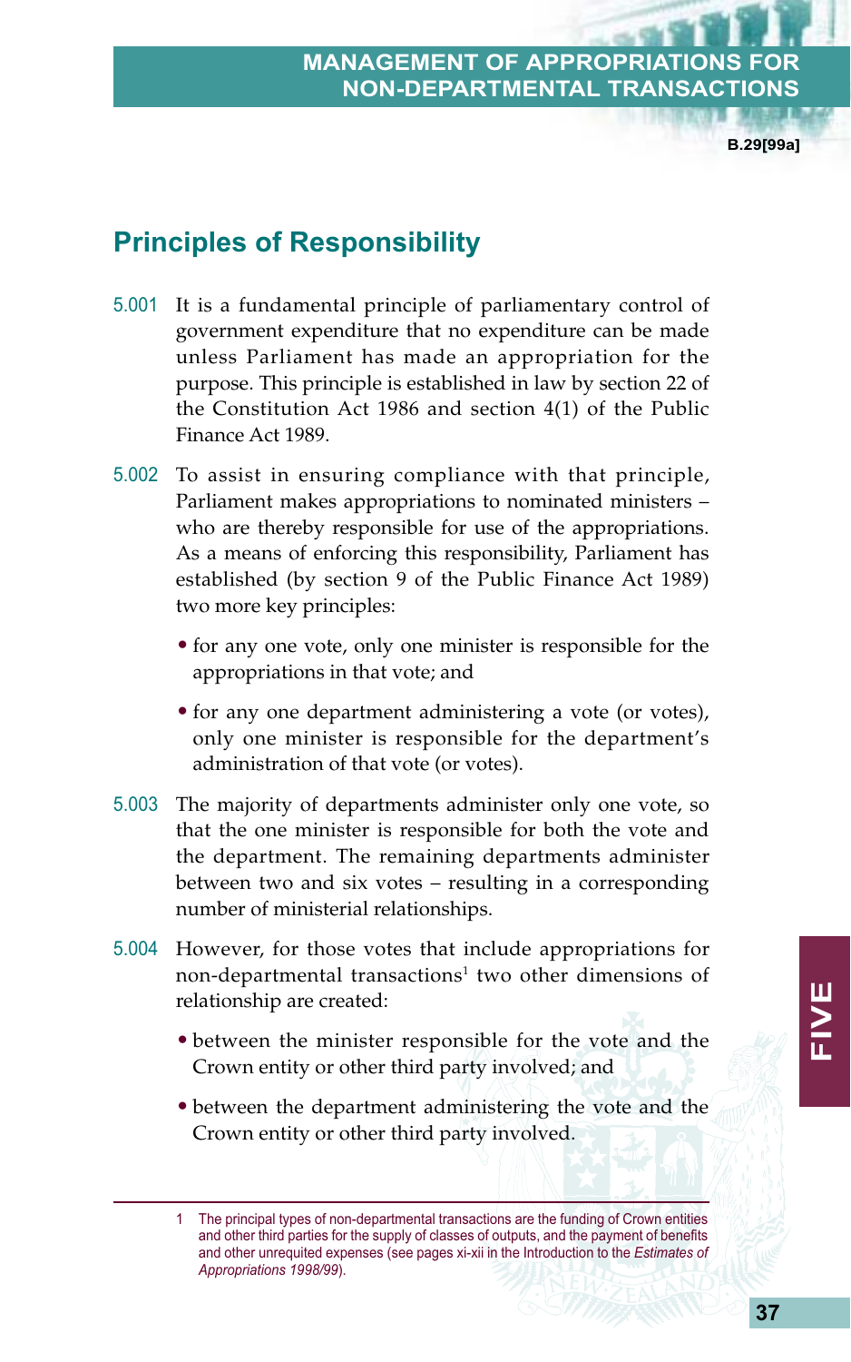## Principles of Responsibility

5.001 It is a fundamental principle of parliamentary control of government expenditure that no expenditure can be made unless Parliament has made an appropriation for the purpose. This principle is established in law by section 22 of the Constitution Act 1986 and section 4(1) of the Public Finance Act 1989.

5.002 To assist in ensuring compliance with that principle, Parliament makes appropriations to nominated ministers – who are thereby responsible for use of the appropriations. As a means of enforcing this responsibility, Parliament has established (by section 9 of the Public Finance Act 1989) two more key principles:

- for any one vote, only one minister is responsible for the appropriations in that vote; and
- for any one department administering a vote (or votes), only one minister is responsible for the department's administration of that vote (or votes).

5.003 The majority of departments administer only one vote, so that the one minister is responsible for both the vote and the department. The remaining departments administer between two and six votes – resulting in a corresponding number of ministerial relationships.

5.004 However, for those votes that include appropriations for non-departmental transactions[1] two other dimensions of relationship are created:

- between the minister responsible for the vote and the Crown entity or other third party involved; and
- between the department administering the vote and the Crown entity or other third party involved.

---

1 The principal types of non-departmental transactions are the funding of Crown entities and other third parties for the supply of classes of outputs, and the payment of benefits and other unrequited expenses (see pages xi-xii in the Introduction to the *Estimates of Appropriations 1998/99*).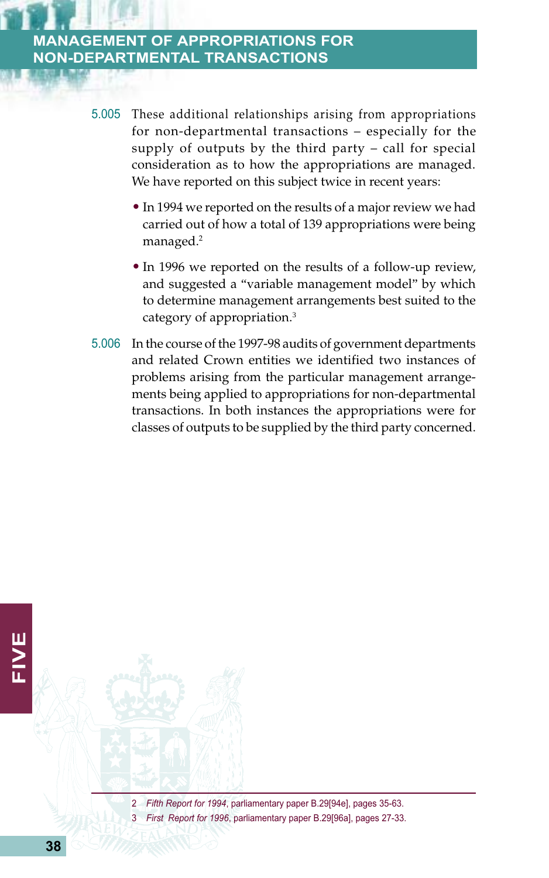5.005 These additional relationships arising from appropriations for non-departmental transactions – especially for the supply of outputs by the third party – call for special consideration as to how the appropriations are managed. We have reported on this subject twice in recent years:

- In 1994 we reported on the results of a major review we had carried out of how a total of 139 appropriations were being managed.[2]
- In 1996 we reported on the results of a follow-up review, and suggested a "variable management model" by which to determine management arrangements best suited to the category of appropriation.[3]

5.006 In the course of the 1997-98 audits of government departments and related Crown entities we identified two instances of problems arising from the particular management arrangements being applied to appropriations for non-departmental transactions. In both instances the appropriations were for classes of outputs to be supplied by the third party concerned.

---

2 *Fifth Report for 1994*, parliamentary paper B.29[94e], pages 35-63.

3 *First Report for 1996*, parliamentary paper B.29[96a], pages 27-33.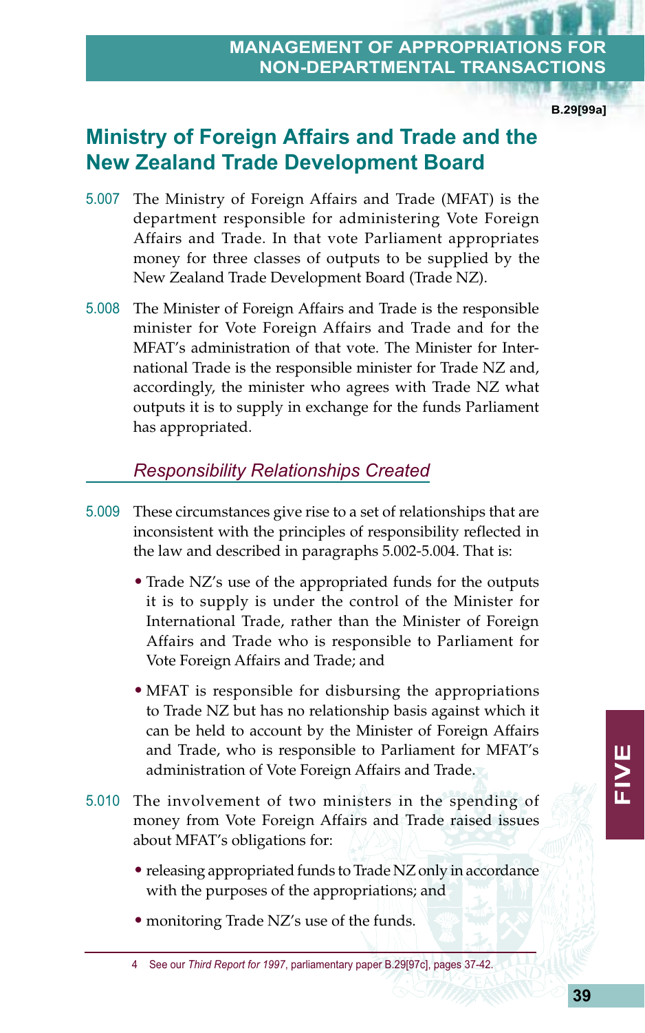## Ministry of Foreign Affairs and Trade and the New Zealand Trade Development Board

5.007 The Ministry of Foreign Affairs and Trade (MFAT) is the department responsible for administering Vote Foreign Affairs and Trade. In that vote Parliament appropriates money for three classes of outputs to be supplied by the New Zealand Trade Development Board (Trade NZ).

5.008 The Minister of Foreign Affairs and Trade is the responsible minister for Vote Foreign Affairs and Trade and for the MFAT's administration of that vote. The Minister for International Trade is the responsible minister for Trade NZ and, accordingly, the minister who agrees with Trade NZ what outputs it is to supply in exchange for the funds Parliament has appropriated.

### *Responsibility Relationships Created*

5.009 These circumstances give rise to a set of relationships that are inconsistent with the principles of responsibility reflected in the law and described in paragraphs 5.002-5.004. That is:

- Trade NZ's use of the appropriated funds for the outputs it is to supply is under the control of the Minister for International Trade, rather than the Minister of Foreign Affairs and Trade who is responsible to Parliament for Vote Foreign Affairs and Trade; and
- MFAT is responsible for disbursing the appropriations to Trade NZ but has no relationship basis against which it can be held to account by the Minister of Foreign Affairs and Trade, who is responsible to Parliament for MFAT's administration of Vote Foreign Affairs and Trade.

5.010 The involvement of two ministers in the spending of money from Vote Foreign Affairs and Trade raised issues about MFAT's obligations for:

- releasing appropriated funds to Trade NZ only in accordance with the purposes of the appropriations; and
- monitoring Trade NZ's use of the funds.

4 See our *Third Report for 1997*, parliamentary paper B.29[97c], pages 37-42.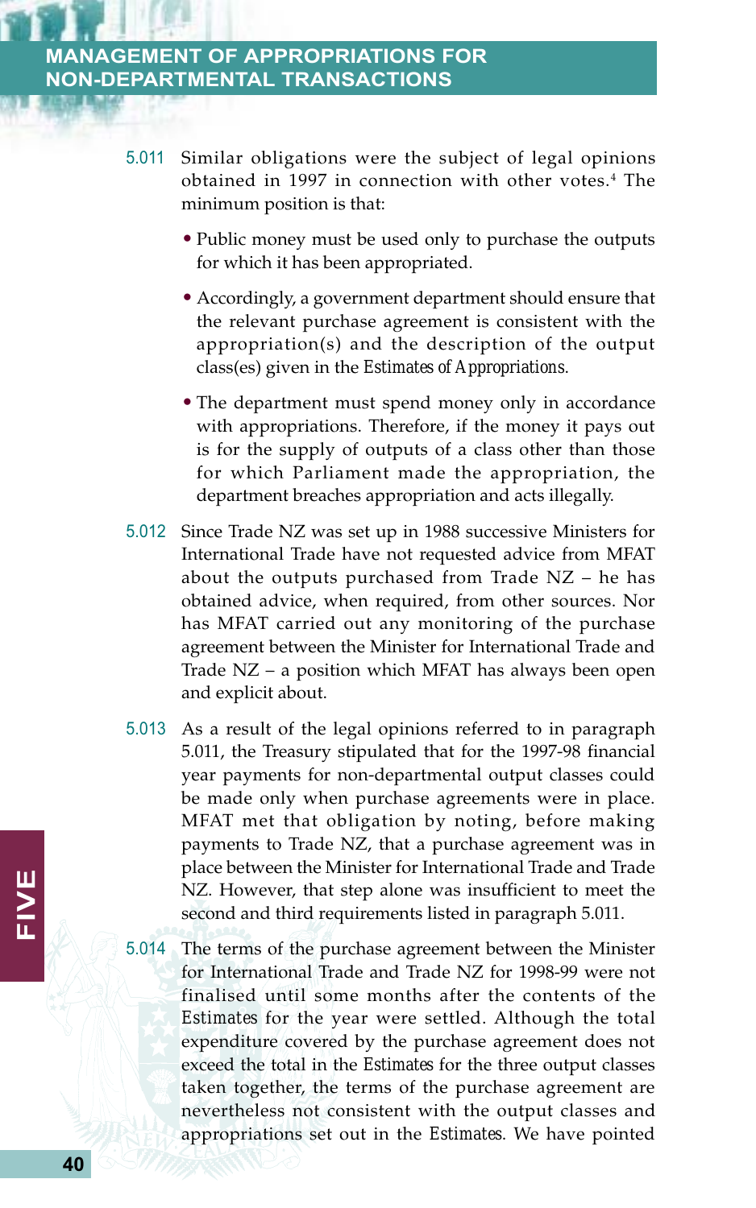5.011 Similar obligations were the subject of legal opinions obtained in 1997 in connection with other votes.[4] The minimum position is that:

- Public money must be used only to purchase the outputs for which it has been appropriated.
- Accordingly, a government department should ensure that the relevant purchase agreement is consistent with the appropriation(s) and the description of the output class(es) given in the *Estimates of Appropriations*.
- The department must spend money only in accordance with appropriations. Therefore, if the money it pays out is for the supply of outputs of a class other than those for which Parliament made the appropriation, the department breaches appropriation and acts illegally.

5.012 Since Trade NZ was set up in 1988 successive Ministers for International Trade have not requested advice from MFAT about the outputs purchased from Trade NZ – he has obtained advice, when required, from other sources. Nor has MFAT carried out any monitoring of the purchase agreement between the Minister for International Trade and Trade NZ – a position which MFAT has always been open and explicit about.

5.013 As a result of the legal opinions referred to in paragraph 5.011, the Treasury stipulated that for the 1997-98 financial year payments for non-departmental output classes could be made only when purchase agreements were in place. MFAT met that obligation by noting, before making payments to Trade NZ, that a purchase agreement was in place between the Minister for International Trade and Trade NZ. However, that step alone was insufficient to meet the second and third requirements listed in paragraph 5.011.

5.014 The terms of the purchase agreement between the Minister for International Trade and Trade NZ for 1998-99 were not finalised until some months after the contents of the *Estimates* for the year were settled. Although the total expenditure covered by the purchase agreement does not exceed the total in the *Estimates* for the three output classes taken together, the terms of the purchase agreement are nevertheless not consistent with the output classes and appropriations set out in the *Estimates*. We have pointed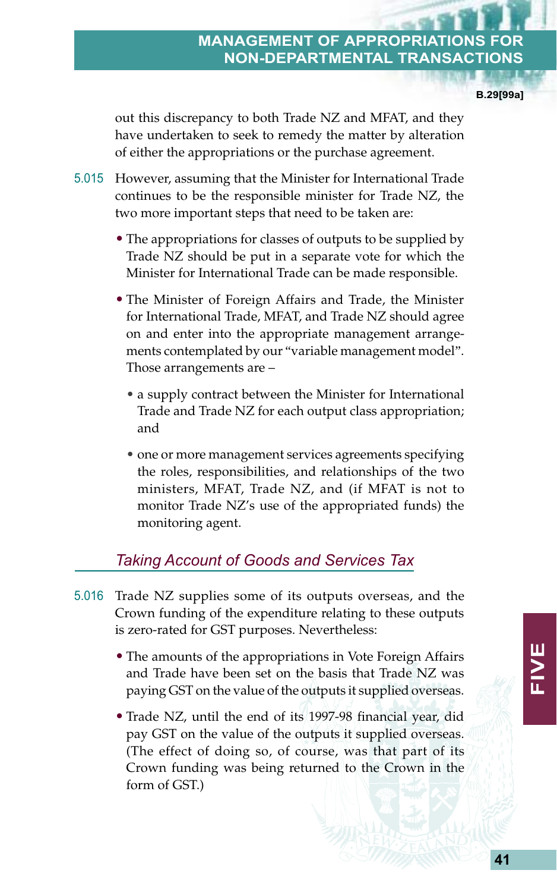out this discrepancy to both Trade NZ and MFAT, and they have undertaken to seek to remedy the matter by alteration of either the appropriations or the purchase agreement.

5.015 However, assuming that the Minister for International Trade continues to be the responsible minister for Trade NZ, the two more important steps that need to be taken are:

- The appropriations for classes of outputs to be supplied by Trade NZ should be put in a separate vote for which the Minister for International Trade can be made responsible.
- The Minister of Foreign Affairs and Trade, the Minister for International Trade, MFAT, and Trade NZ should agree on and enter into the appropriate management arrangements contemplated by our "variable management model". Those arrangements are –
  - a supply contract between the Minister for International Trade and Trade NZ for each output class appropriation; and
  - one or more management services agreements specifying the roles, responsibilities, and relationships of the two ministers, MFAT, Trade NZ, and (if MFAT is not to monitor Trade NZ's use of the appropriated funds) the monitoring agent.

## *Taking Account of Goods and Services Tax*

5.016 Trade NZ supplies some of its outputs overseas, and the Crown funding of the expenditure relating to these outputs is zero-rated for GST purposes. Nevertheless:

- The amounts of the appropriations in Vote Foreign Affairs and Trade have been set on the basis that Trade NZ was paying GST on the value of the outputs it supplied overseas.
- Trade NZ, until the end of its 1997-98 financial year, did pay GST on the value of the outputs it supplied overseas. (The effect of doing so, of course, was that part of its Crown funding was being returned to the Crown in the form of GST.)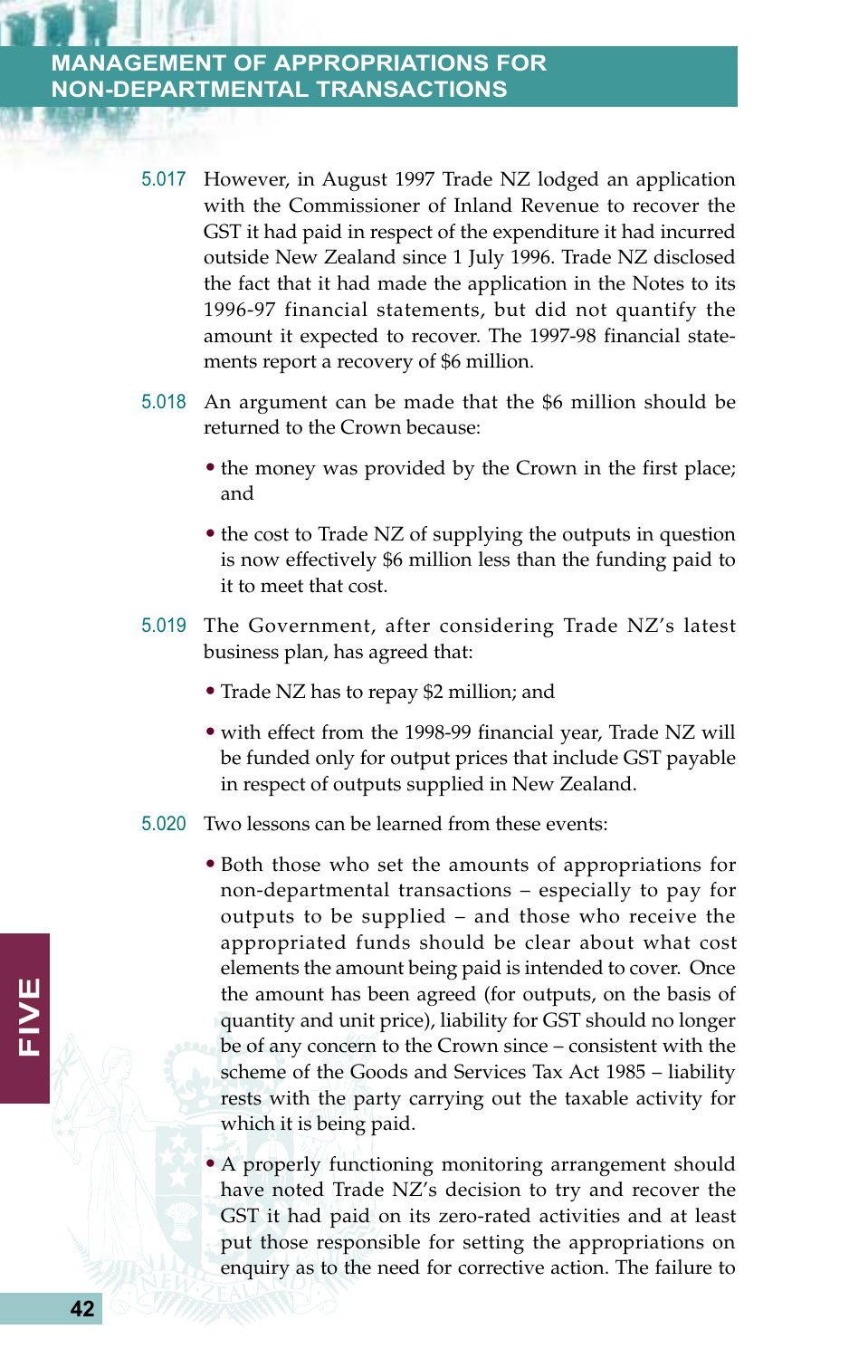5.017 However, in August 1997 Trade NZ lodged an application with the Commissioner of Inland Revenue to recover the GST it had paid in respect of the expenditure it had incurred outside New Zealand since 1 July 1996. Trade NZ disclosed the fact that it had made the application in the Notes to its 1996-97 financial statements, but did not quantify the amount it expected to recover. The 1997-98 financial statements report a recovery of $6 million.

5.018 An argument can be made that the $6 million should be returned to the Crown because:

- the money was provided by the Crown in the first place; and
- the cost to Trade NZ of supplying the outputs in question is now effectively $6 million less than the funding paid to it to meet that cost.

5.019 The Government, after considering Trade NZ's latest business plan, has agreed that:

- Trade NZ has to repay $2 million; and
- with effect from the 1998-99 financial year, Trade NZ will be funded only for output prices that include GST payable in respect of outputs supplied in New Zealand.

5.020 Two lessons can be learned from these events:

- Both those who set the amounts of appropriations for non-departmental transactions – especially to pay for outputs to be supplied – and those who receive the appropriated funds should be clear about what cost elements the amount being paid is intended to cover. Once the amount has been agreed (for outputs, on the basis of quantity and unit price), liability for GST should no longer be of any concern to the Crown since – consistent with the scheme of the Goods and Services Tax Act 1985 – liability rests with the party carrying out the taxable activity for which it is being paid.
- A properly functioning monitoring arrangement should have noted Trade NZ's decision to try and recover the GST it had paid on its zero-rated activities and at least put those responsible for setting the appropriations on enquiry as to the need for corrective action. The failure to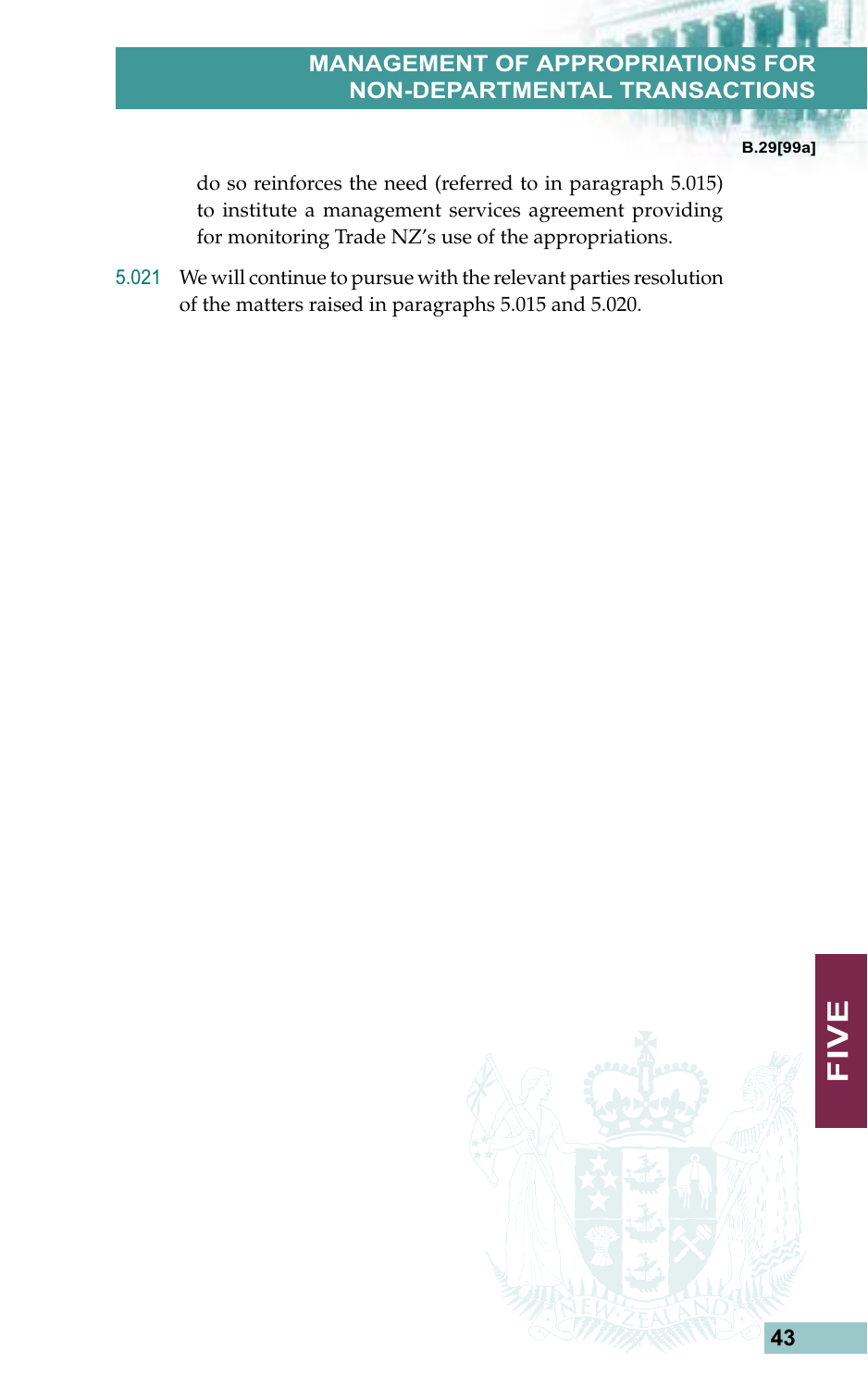do so reinforces the need (referred to in paragraph 5.015) to institute a management services agreement providing for monitoring Trade NZ's use of the appropriations.

5.021 We will continue to pursue with the relevant parties resolution of the matters raised in paragraphs 5.015 and 5.020.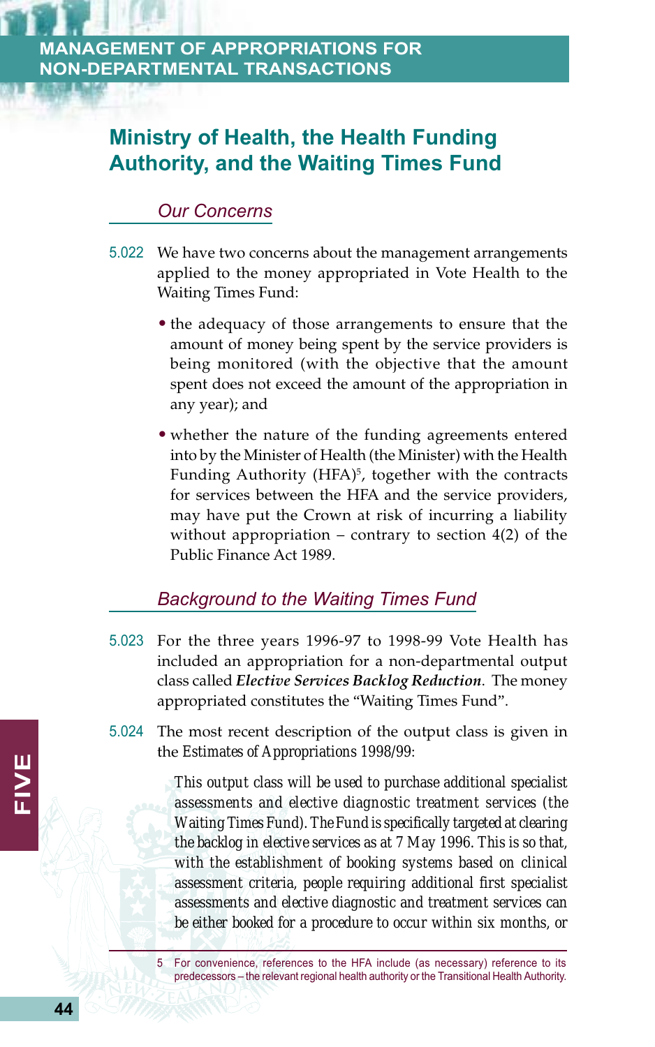## Ministry of Health, the Health Funding Authority, and the Waiting Times Fund

### *Our Concerns*

5.022 We have two concerns about the management arrangements applied to the money appropriated in Vote Health to the Waiting Times Fund:

- the adequacy of those arrangements to ensure that the amount of money being spent by the service providers is being monitored (with the objective that the amount spent does not exceed the amount of the appropriation in any year); and
- whether the nature of the funding agreements entered into by the Minister of Health (the Minister) with the Health Funding Authority (HFA)[5], together with the contracts for services between the HFA and the service providers, may have put the Crown at risk of incurring a liability without appropriation – contrary to section 4(2) of the Public Finance Act 1989.

### *Background to the Waiting Times Fund*

5.023 For the three years 1996-97 to 1998-99 Vote Health has included an appropriation for a non-departmental output class called ***Elective Services Backlog Reduction***. The money appropriated constitutes the "Waiting Times Fund".

5.024 The most recent description of the output class is given in the Estimates of Appropriations 1998/99:

> This output class will be used to purchase additional specialist assessments and elective diagnostic treatment services (the Waiting Times Fund). The Fund is specifically targeted at clearing the backlog in elective services as at 7 May 1996. This is so that, with the establishment of booking systems based on clinical assessment criteria, people requiring additional first specialist assessments and elective diagnostic and treatment services can be either booked for a procedure to occur within six months, or

5 For convenience, references to the HFA include (as necessary) reference to its predecessors – the relevant regional health authority or the Transitional Health Authority.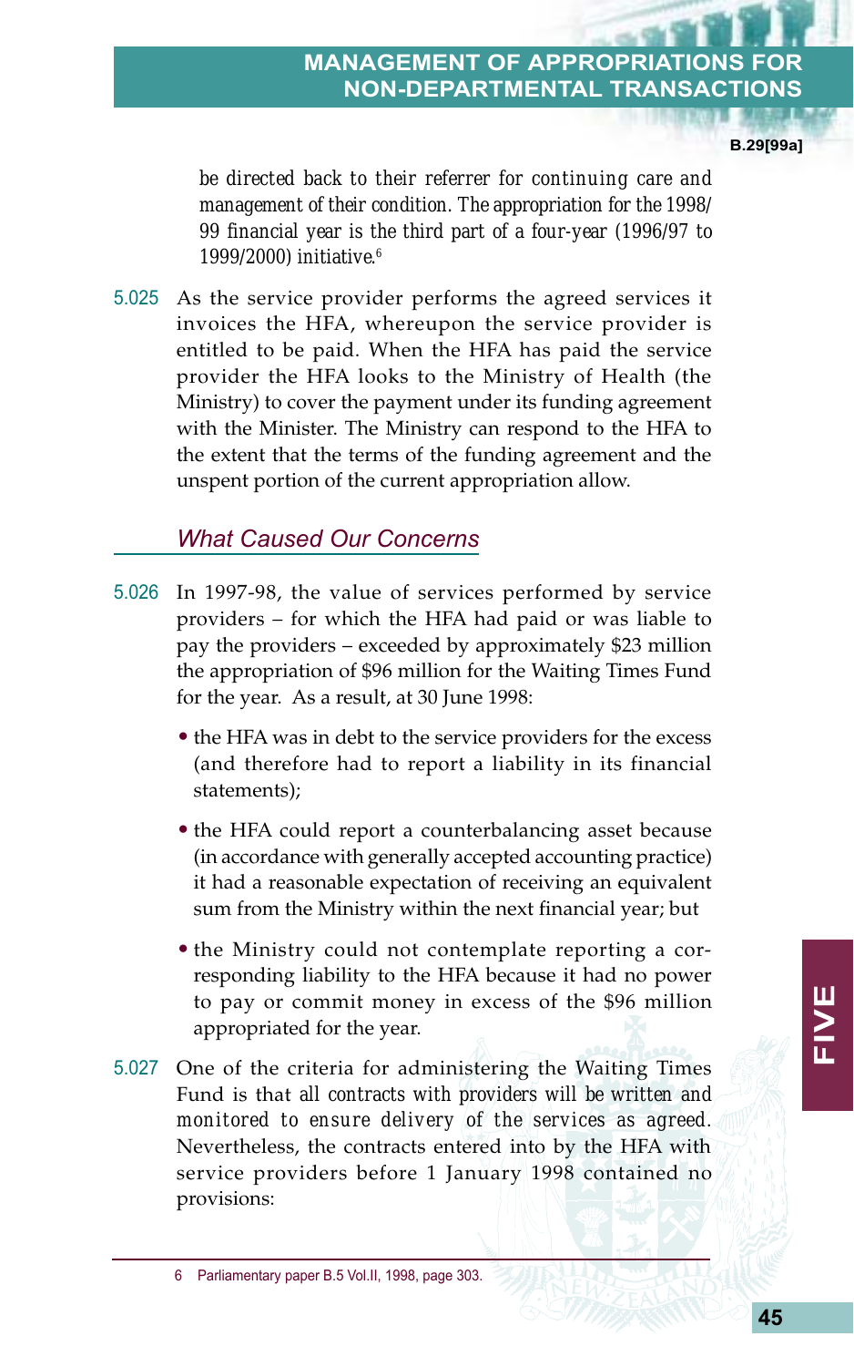be directed back to their referrer for continuing care and management of their condition. The appropriation for the 1998/99 financial year is the third part of a four-year (1996/97 to 1999/2000) initiative.[6]

5.025 As the service provider performs the agreed services it invoices the HFA, whereupon the service provider is entitled to be paid. When the HFA has paid the service provider the HFA looks to the Ministry of Health (the Ministry) to cover the payment under its funding agreement with the Minister. The Ministry can respond to the HFA to the extent that the terms of the funding agreement and the unspent portion of the current appropriation allow.

### *What Caused Our Concerns*

5.026 In 1997-98, the value of services performed by service providers – for which the HFA had paid or was liable to pay the providers – exceeded by approximately $23 million the appropriation of $96 million for the Waiting Times Fund for the year. As a result, at 30 June 1998:

- the HFA was in debt to the service providers for the excess (and therefore had to report a liability in its financial statements);
- the HFA could report a counterbalancing asset because (in accordance with generally accepted accounting practice) it had a reasonable expectation of receiving an equivalent sum from the Ministry within the next financial year; but
- the Ministry could not contemplate reporting a corresponding liability to the HFA because it had no power to pay or commit money in excess of the $96 million appropriated for the year.

5.027 One of the criteria for administering the Waiting Times Fund is that all contracts with providers will be written and monitored to ensure delivery of the services as agreed. Nevertheless, the contracts entered into by the HFA with service providers before 1 January 1998 contained no provisions:

6 Parliamentary paper B.5 Vol.II, 1998, page 303.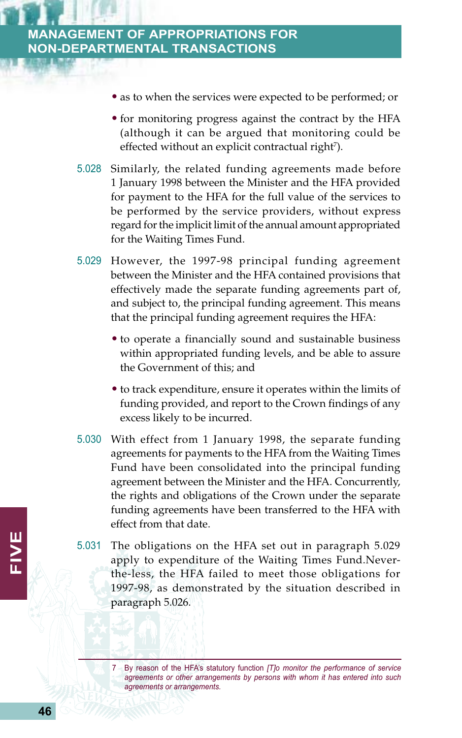- as to when the services were expected to be performed; or
- for monitoring progress against the contract by the HFA (although it can be argued that monitoring could be effected without an explicit contractual right[7]).

5.028 Similarly, the related funding agreements made before 1 January 1998 between the Minister and the HFA provided for payment to the HFA for the full value of the services to be performed by the service providers, without express regard for the implicit limit of the annual amount appropriated for the Waiting Times Fund.

5.029 However, the 1997-98 principal funding agreement between the Minister and the HFA contained provisions that effectively made the separate funding agreements part of, and subject to, the principal funding agreement. This means that the principal funding agreement requires the HFA:

- to operate a financially sound and sustainable business within appropriated funding levels, and be able to assure the Government of this; and
- to track expenditure, ensure it operates within the limits of funding provided, and report to the Crown findings of any excess likely to be incurred.

5.030 With effect from 1 January 1998, the separate funding agreements for payments to the HFA from the Waiting Times Fund have been consolidated into the principal funding agreement between the Minister and the HFA. Concurrently, the rights and obligations of the Crown under the separate funding agreements have been transferred to the HFA with effect from that date.

5.031 The obligations on the HFA set out in paragraph 5.029 apply to expenditure of the Waiting Times Fund. Never-the-less, the HFA failed to meet those obligations for 1997-98, as demonstrated by the situation described in paragraph 5.026.

---

7 By reason of the HFA's statutory function *[T]o monitor the performance of service agreements or other arrangements by persons with whom it has entered into such agreements or arrangements.*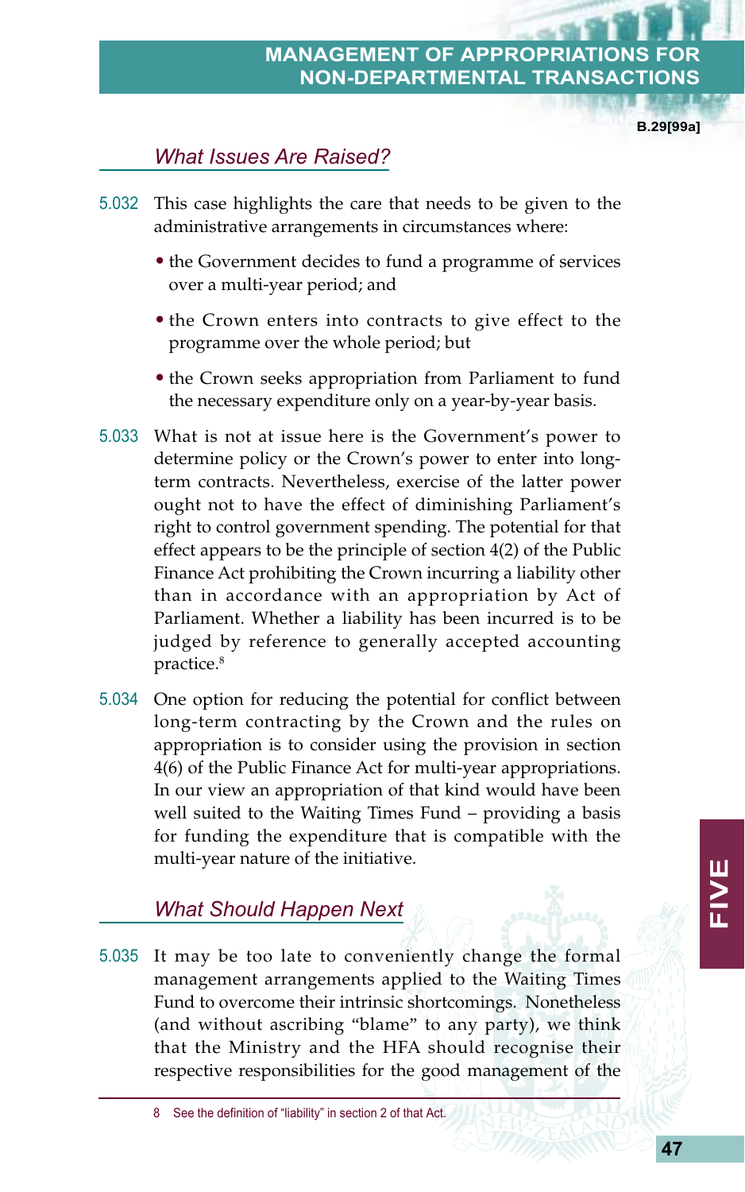### *What Issues Are Raised?*

5.032 This case highlights the care that needs to be given to the administrative arrangements in circumstances where:

- the Government decides to fund a programme of services over a multi-year period; and
- the Crown enters into contracts to give effect to the programme over the whole period; but
- the Crown seeks appropriation from Parliament to fund the necessary expenditure only on a year-by-year basis.

5.033 What is not at issue here is the Government's power to determine policy or the Crown's power to enter into long-term contracts. Nevertheless, exercise of the latter power ought not to have the effect of diminishing Parliament's right to control government spending. The potential for that effect appears to be the principle of section 4(2) of the Public Finance Act prohibiting the Crown incurring a liability other than in accordance with an appropriation by Act of Parliament. Whether a liability has been incurred is to be judged by reference to generally accepted accounting practice.[8]

5.034 One option for reducing the potential for conflict between long-term contracting by the Crown and the rules on appropriation is to consider using the provision in section 4(6) of the Public Finance Act for multi-year appropriations. In our view an appropriation of that kind would have been well suited to the Waiting Times Fund – providing a basis for funding the expenditure that is compatible with the multi-year nature of the initiative.

### *What Should Happen Next*

5.035 It may be too late to conveniently change the formal management arrangements applied to the Waiting Times Fund to overcome their intrinsic shortcomings. Nonetheless (and without ascribing "blame" to any party), we think that the Ministry and the HFA should recognise their respective responsibilities for the good management of the

8 See the definition of "liability" in section 2 of that Act.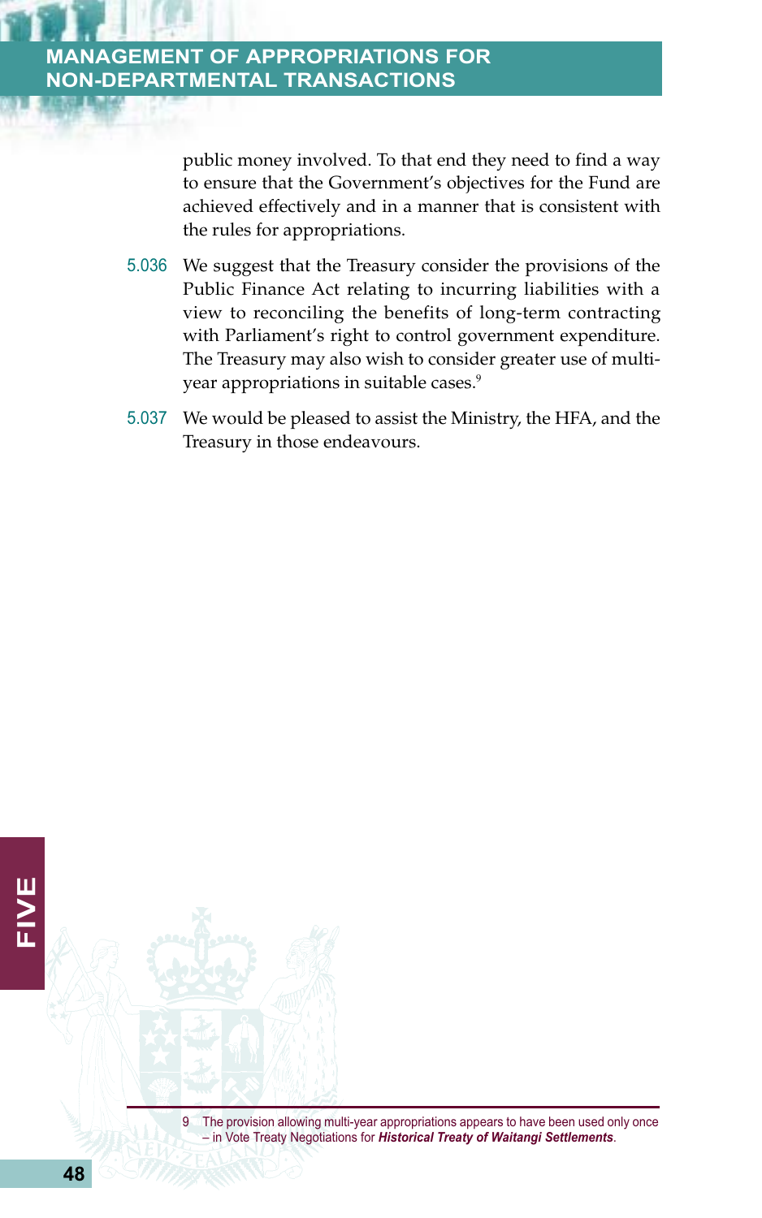public money involved. To that end they need to find a way to ensure that the Government's objectives for the Fund are achieved effectively and in a manner that is consistent with the rules for appropriations.

5.036 We suggest that the Treasury consider the provisions of the Public Finance Act relating to incurring liabilities with a view to reconciling the benefits of long-term contracting with Parliament's right to control government expenditure. The Treasury may also wish to consider greater use of multi-year appropriations in suitable cases.[9]

5.037 We would be pleased to assist the Ministry, the HFA, and the Treasury in those endeavours.

9 The provision allowing multi-year appropriations appears to have been used only once – in Vote Treaty Negotiations for ***Historical Treaty of Waitangi Settlements***.